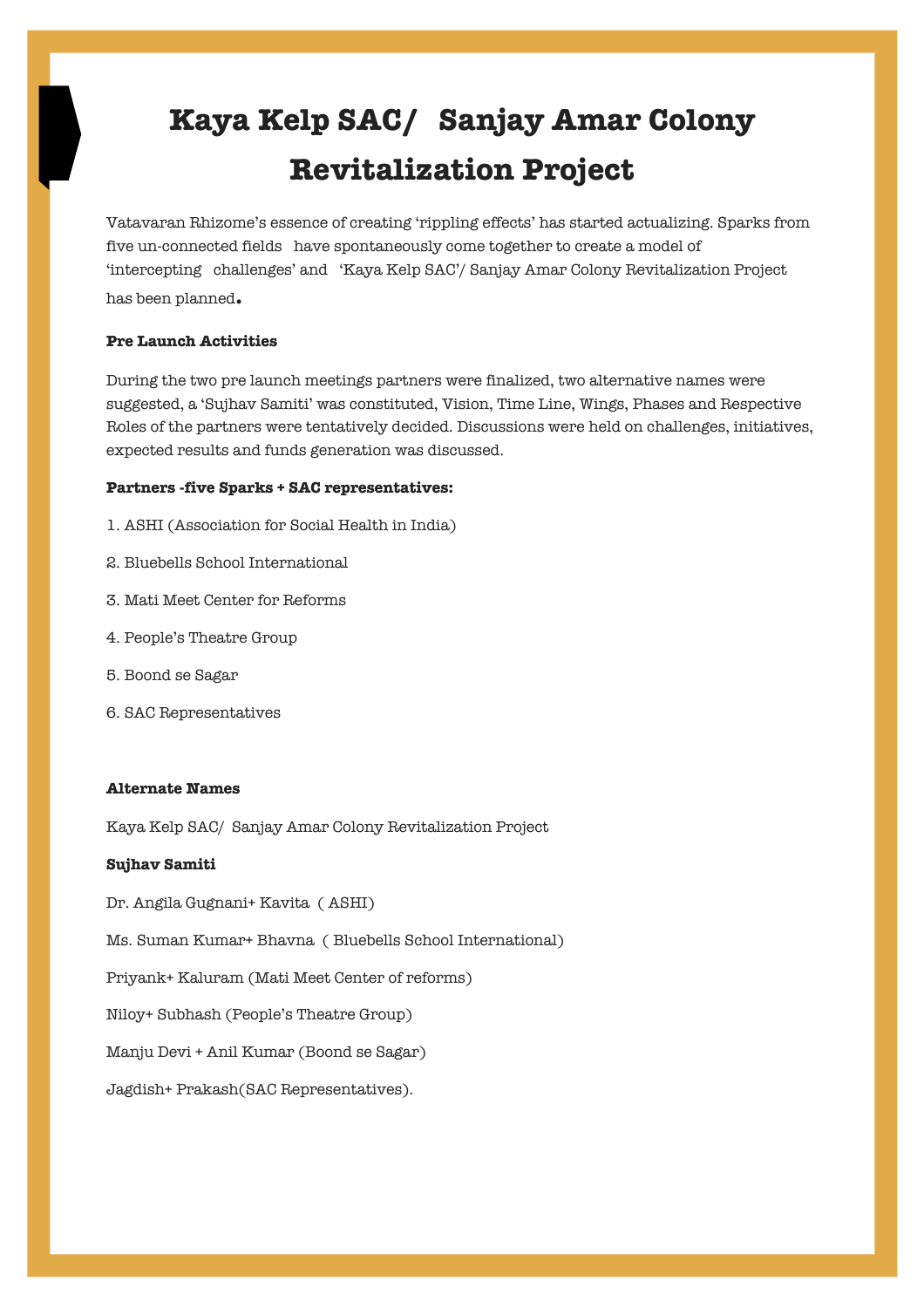# Kaya Kelp SAC/ Sanjay Amar Colony Revitalization Project

Vatavaran Rhizome's essence of creating 'rippling effects' has started actualizing. Sparks from five un-connected fields have spontaneously come together to create a model of 'intercepting challenges' and 'Kaya Kelp SAC'/ Sanjay Amar Colony Revitalization Project has been planned.

**Pre Launch Activities**

During the two pre launch meetings partners were finalized, two alternative names were suggested, a 'Sujhav Samiti' was constituted, Vision, Time Line, Wings, Phases and Respective Roles of the partners were tentatively decided. Discussions were held on challenges, initiatives, expected results and funds generation was discussed.

**Partners -five Sparks + SAC representatives:**

1. ASHI (Association for Social Health in India)
2. Bluebells School International
3. Mati Meet Center for Reforms
4. People's Theatre Group
5. Boond se Sagar
6. SAC Representatives

**Alternate Names**

Kaya Kelp SAC/ Sanjay Amar Colony Revitalization Project

**Sujhav Samiti**

Dr. Angila Gugnani+ Kavita ( ASHI)

Ms. Suman Kumar+ Bhavna ( Bluebells School International)

Priyank+ Kaluram (Mati Meet Center of reforms)

Niloy+ Subhash (People's Theatre Group)

Manju Devi + Anil Kumar (Boond se Sagar)

Jagdish+ Prakash(SAC Representatives).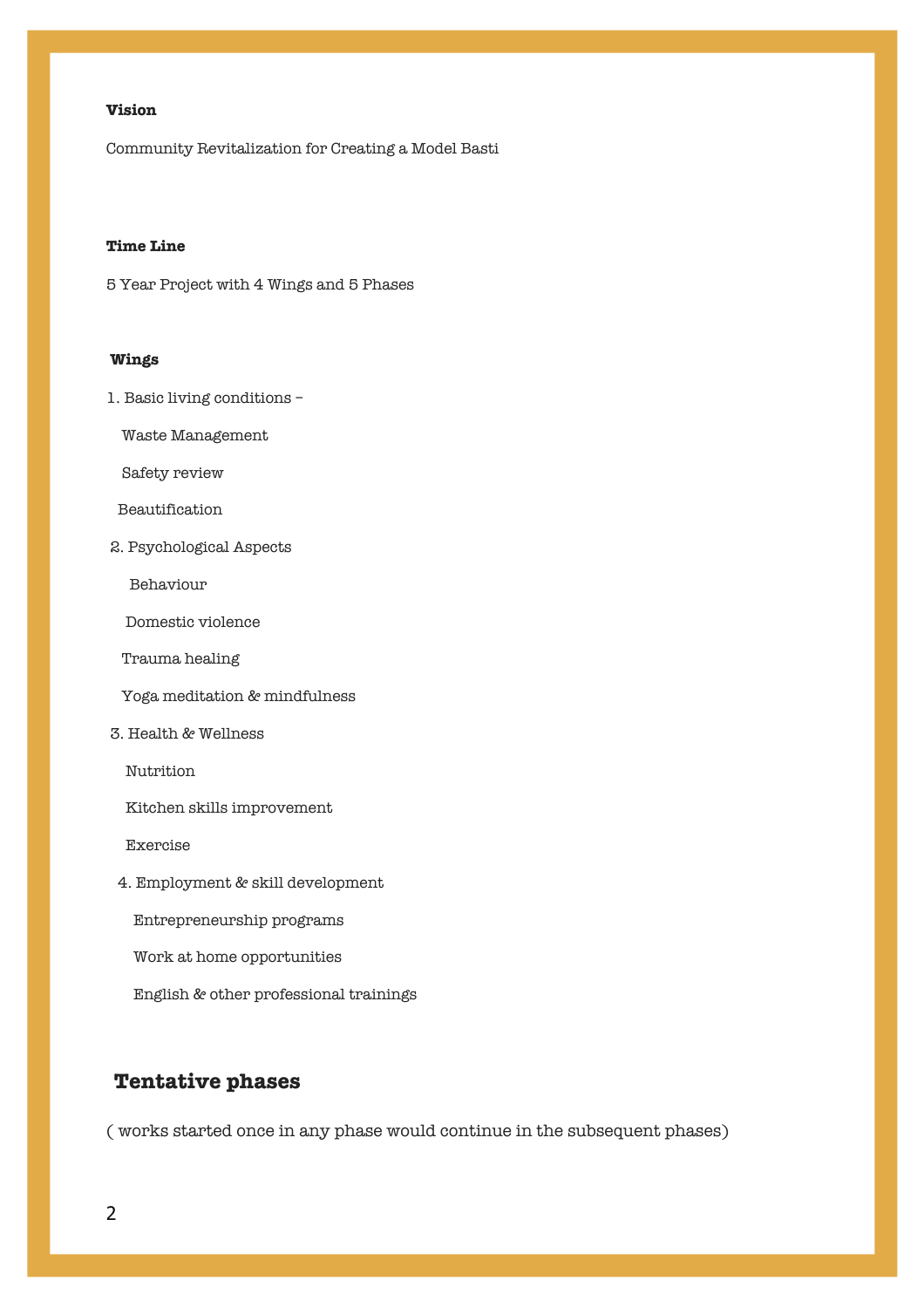**Vision**

Community Revitalization for Creating a Model Basti

**Time Line**

5 Year Project with 4 Wings and 5 Phases

**Wings**

1. Basic living conditions –
   - Waste Management
   - Safety review
   - Beautification
2. Psychological Aspects
   - Behaviour
   - Domestic violence
   - Trauma healing
   - Yoga meditation & mindfulness
3. Health & Wellness
   - Nutrition
   - Kitchen skills improvement
   - Exercise
4. Employment & skill development
   - Entrepreneurship programs
   - Work at home opportunities
   - English & other professional trainings

## Tentative phases

( works started once in any phase would continue in the subsequent phases)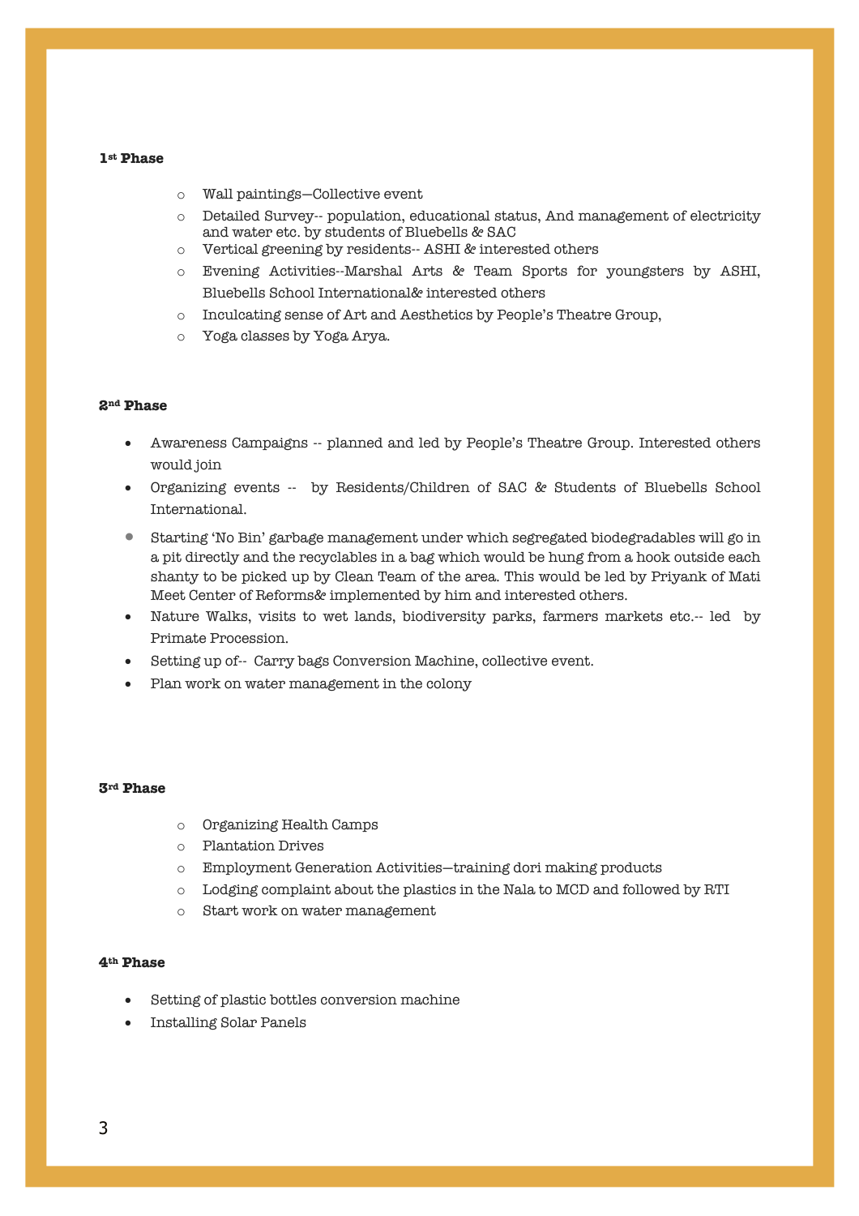**1st Phase**

- Wall paintings—Collective event
- Detailed Survey-- population, educational status, And management of electricity and water etc. by students of Bluebells & SAC
- Vertical greening by residents-- ASHI & interested others
- Evening Activities--Marshal Arts & Team Sports for youngsters by ASHI, Bluebells School International& interested others
- Inculcating sense of Art and Aesthetics by People's Theatre Group,
- Yoga classes by Yoga Arya.

**2nd Phase**

- Awareness Campaigns -- planned and led by People's Theatre Group. Interested others would join
- Organizing events -- by Residents/Children of SAC & Students of Bluebells School International.
- Starting 'No Bin' garbage management under which segregated biodegradables will go in a pit directly and the recyclables in a bag which would be hung from a hook outside each shanty to be picked up by Clean Team of the area. This would be led by Priyank of Mati Meet Center of Reforms& implemented by him and interested others.
- Nature Walks, visits to wet lands, biodiversity parks, farmers markets etc.-- led by Primate Procession.
- Setting up of-- Carry bags Conversion Machine, collective event.
- Plan work on water management in the colony

**3rd Phase**

- Organizing Health Camps
- Plantation Drives
- Employment Generation Activities—training dori making products
- Lodging complaint about the plastics in the Nala to MCD and followed by RTI
- Start work on water management

**4th Phase**

- Setting of plastic bottles conversion machine
- Installing Solar Panels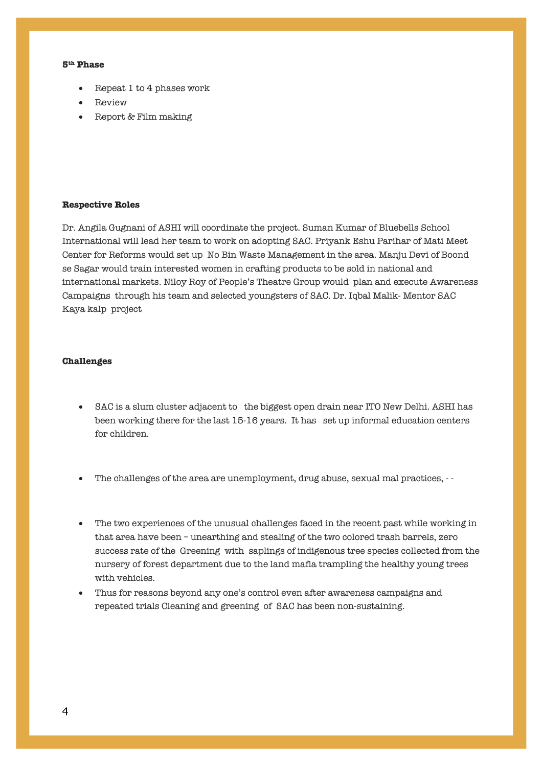**5th Phase**

- Repeat 1 to 4 phases work
- Review
- Report & Film making

**Respective Roles**

Dr. Angila Gugnani of ASHI will coordinate the project. Suman Kumar of Bluebells School International will lead her team to work on adopting SAC. Priyank Eshu Parihar of Mati Meet Center for Reforms would set up No Bin Waste Management in the area. Manju Devi of Boond se Sagar would train interested women in crafting products to be sold in national and international markets. Niloy Roy of People's Theatre Group would plan and execute Awareness Campaigns through his team and selected youngsters of SAC. Dr. Iqbal Malik- Mentor SAC Kaya kalp project

**Challenges**

- SAC is a slum cluster adjacent to the biggest open drain near ITO New Delhi. ASHI has been working there for the last 15-16 years. It has set up informal education centers for children.

- The challenges of the area are unemployment, drug abuse, sexual mal practices, - -

- The two experiences of the unusual challenges faced in the recent past while working in that area have been – unearthing and stealing of the two colored trash barrels, zero success rate of the Greening with saplings of indigenous tree species collected from the nursery of forest department due to the land mafia trampling the healthy young trees with vehicles.
- Thus for reasons beyond any one's control even after awareness campaigns and repeated trials Cleaning and greening of SAC has been non-sustaining.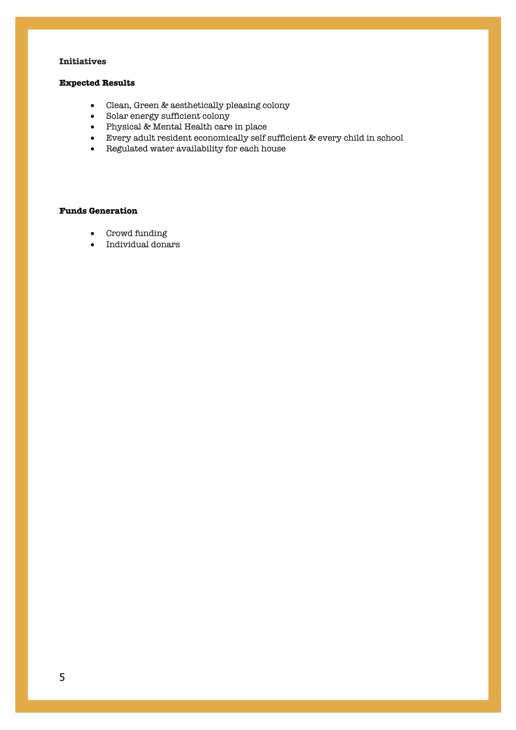**Initiatives**

**Expected Results**

- Clean, Green & aesthetically pleasing colony
- Solar energy sufficient colony
- Physical & Mental Health care in place
- Every adult resident economically self sufficient & every child in school
- Regulated water availability for each house

**Funds Generation**

- Crowd funding
- Individual donars